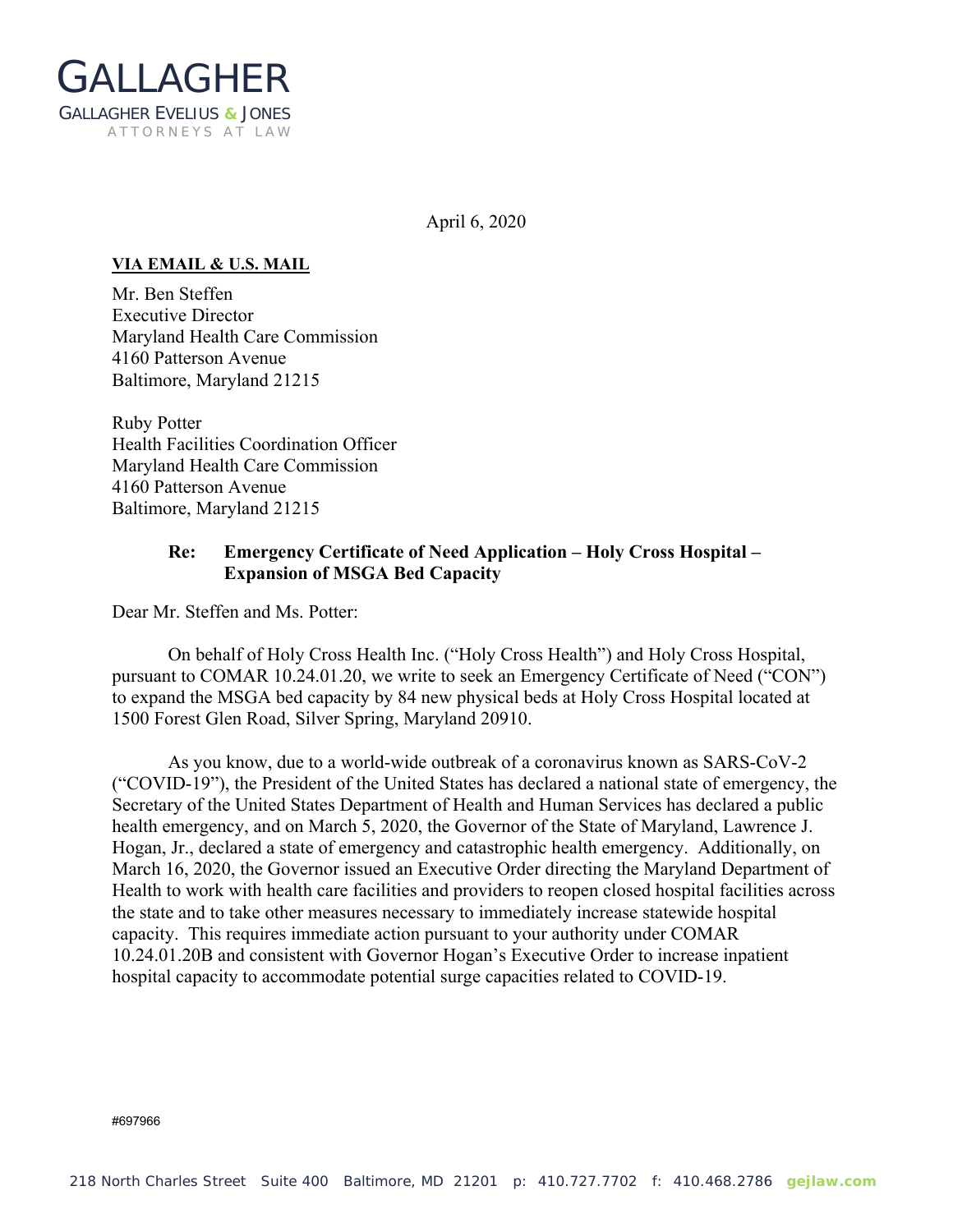GALLAGHER

GALLAGHER EVELIUS & JONES

ATTORNEYS AT LAW

April 6, 2020

**VIA EMAIL & U.S. MAIL**

Mr. Ben Steffen
Executive Director
Maryland Health Care Commission
4160 Patterson Avenue
Baltimore, Maryland 21215

Ruby Potter
Health Facilities Coordination Officer
Maryland Health Care Commission
4160 Patterson Avenue
Baltimore, Maryland 21215

**Re: Emergency Certificate of Need Application – Holy Cross Hospital – Expansion of MSGA Bed Capacity**

Dear Mr. Steffen and Ms. Potter:

On behalf of Holy Cross Health Inc. ("Holy Cross Health") and Holy Cross Hospital, pursuant to COMAR 10.24.01.20, we write to seek an Emergency Certificate of Need ("CON") to expand the MSGA bed capacity by 84 new physical beds at Holy Cross Hospital located at 1500 Forest Glen Road, Silver Spring, Maryland 20910.

As you know, due to a world-wide outbreak of a coronavirus known as SARS-CoV-2 ("COVID-19"), the President of the United States has declared a national state of emergency, the Secretary of the United States Department of Health and Human Services has declared a public health emergency, and on March 5, 2020, the Governor of the State of Maryland, Lawrence J. Hogan, Jr., declared a state of emergency and catastrophic health emergency. Additionally, on March 16, 2020, the Governor issued an Executive Order directing the Maryland Department of Health to work with health care facilities and providers to reopen closed hospital facilities across the state and to take other measures necessary to immediately increase statewide hospital capacity. This requires immediate action pursuant to your authority under COMAR 10.24.01.20B and consistent with Governor Hogan's Executive Order to increase inpatient hospital capacity to accommodate potential surge capacities related to COVID-19.

#697966

218 North Charles Street Suite 400 Baltimore, MD 21201 p: 410.727.7702 f: 410.468.2786 gejlaw.com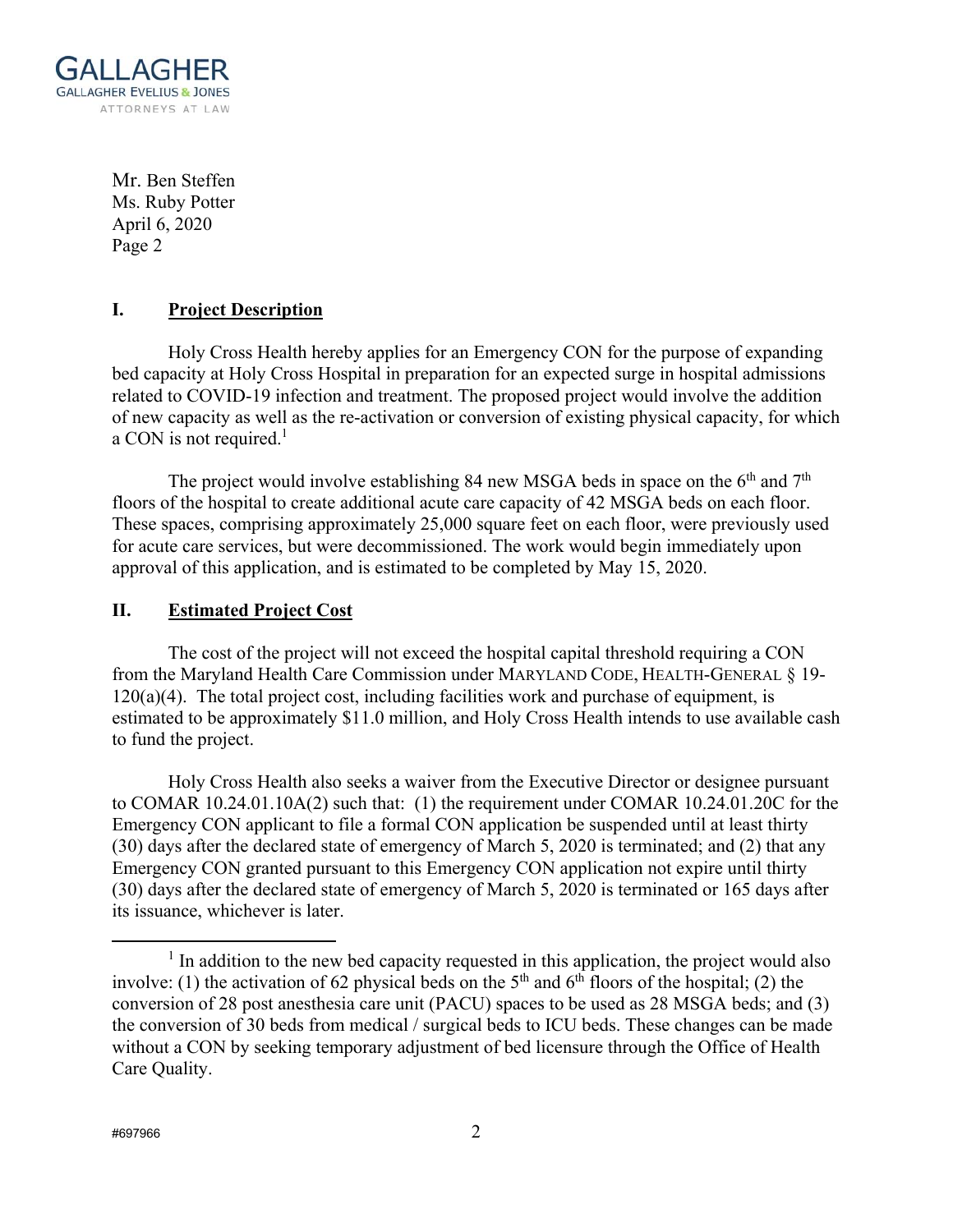## I. Project Description

Holy Cross Health hereby applies for an Emergency CON for the purpose of expanding bed capacity at Holy Cross Hospital in preparation for an expected surge in hospital admissions related to COVID-19 infection and treatment. The proposed project would involve the addition of new capacity as well as the re-activation or conversion of existing physical capacity, for which a CON is not required.[1]

The project would involve establishing 84 new MSGA beds in space on the 6th and 7th floors of the hospital to create additional acute care capacity of 42 MSGA beds on each floor. These spaces, comprising approximately 25,000 square feet on each floor, were previously used for acute care services, but were decommissioned. The work would begin immediately upon approval of this application, and is estimated to be completed by May 15, 2020.

## II. Estimated Project Cost

The cost of the project will not exceed the hospital capital threshold requiring a CON from the Maryland Health Care Commission under MARYLAND CODE, HEALTH-GENERAL § 19-120(a)(4). The total project cost, including facilities work and purchase of equipment, is estimated to be approximately $11.0 million, and Holy Cross Health intends to use available cash to fund the project.

Holy Cross Health also seeks a waiver from the Executive Director or designee pursuant to COMAR 10.24.01.10A(2) such that: (1) the requirement under COMAR 10.24.01.20C for the Emergency CON applicant to file a formal CON application be suspended until at least thirty (30) days after the declared state of emergency of March 5, 2020 is terminated; and (2) that any Emergency CON granted pursuant to this Emergency CON application not expire until thirty (30) days after the declared state of emergency of March 5, 2020 is terminated or 165 days after its issuance, whichever is later.

---

[1] In addition to the new bed capacity requested in this application, the project would also involve: (1) the activation of 62 physical beds on the 5th and 6th floors of the hospital; (2) the conversion of 28 post anesthesia care unit (PACU) spaces to be used as 28 MSGA beds; and (3) the conversion of 30 beds from medical / surgical beds to ICU beds. These changes can be made without a CON by seeking temporary adjustment of bed licensure through the Office of Health Care Quality.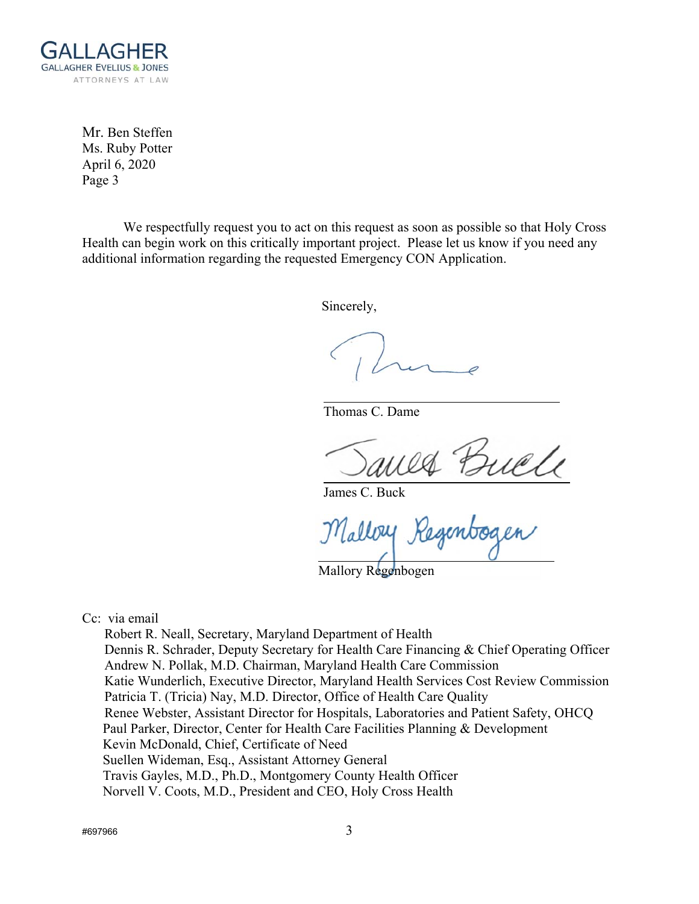Mr. Ben Steffen
Ms. Ruby Potter
April 6, 2020

We respectfully request you to act on this request as soon as possible so that Holy Cross Health can begin work on this critically important project. Please let us know if you need any additional information regarding the requested Emergency CON Application.

Sincerely,

Thomas C. Dame

James C. Buck

Mallory Regenbogen

Cc: via email
Robert R. Neall, Secretary, Maryland Department of Health
Dennis R. Schrader, Deputy Secretary for Health Care Financing & Chief Operating Officer
Andrew N. Pollak, M.D. Chairman, Maryland Health Care Commission
Katie Wunderlich, Executive Director, Maryland Health Services Cost Review Commission
Patricia T. (Tricia) Nay, M.D. Director, Office of Health Care Quality
Renee Webster, Assistant Director for Hospitals, Laboratories and Patient Safety, OHCQ
Paul Parker, Director, Center for Health Care Facilities Planning & Development
Kevin McDonald, Chief, Certificate of Need
Suellen Wideman, Esq., Assistant Attorney General
Travis Gayles, M.D., Ph.D., Montgomery County Health Officer
Norvell V. Coots, M.D., President and CEO, Holy Cross Health

#697966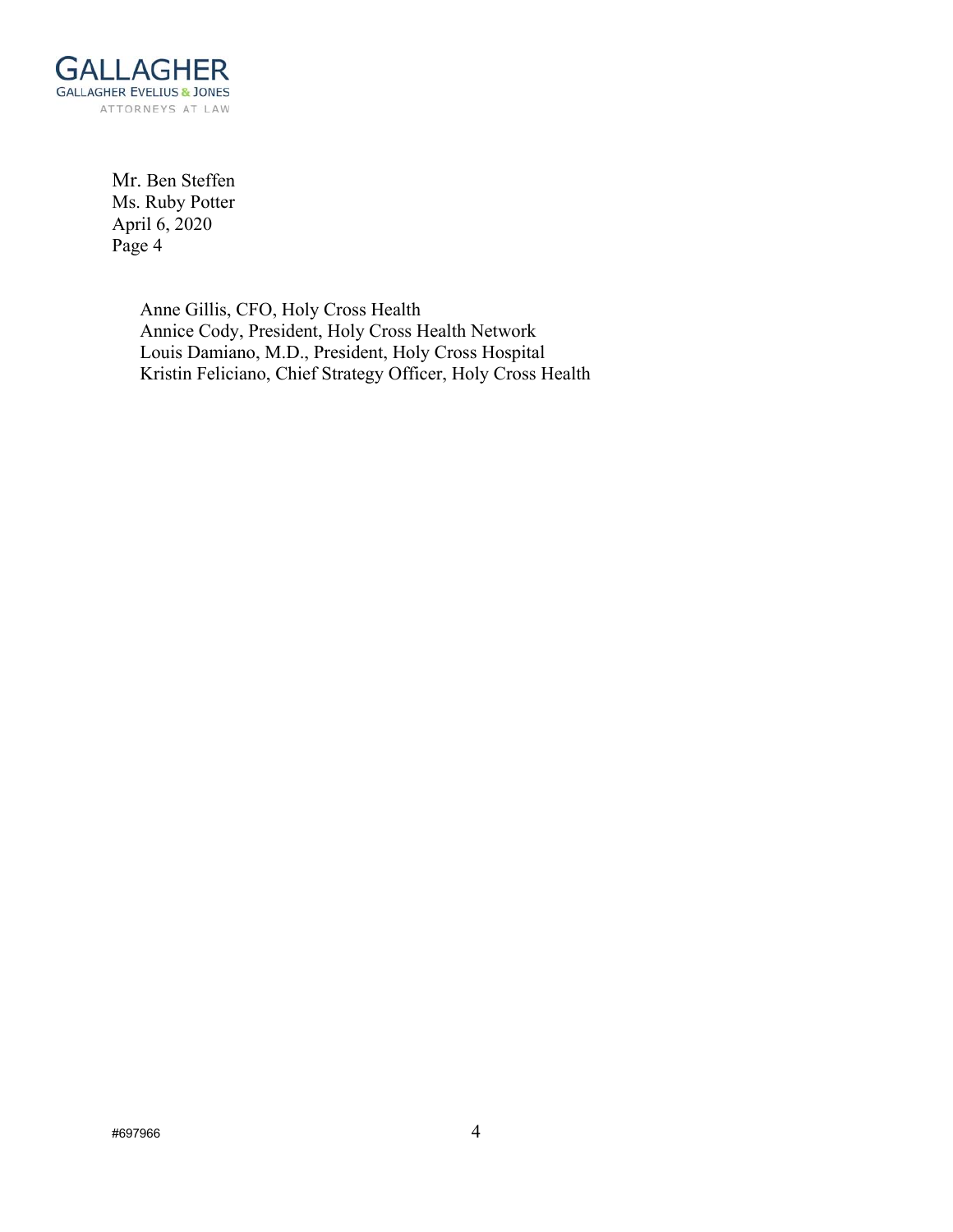Anne Gillis, CFO, Holy Cross Health
Annice Cody, President, Holy Cross Health Network
Louis Damiano, M.D., President, Holy Cross Hospital
Kristin Feliciano, Chief Strategy Officer, Holy Cross Health

#697966